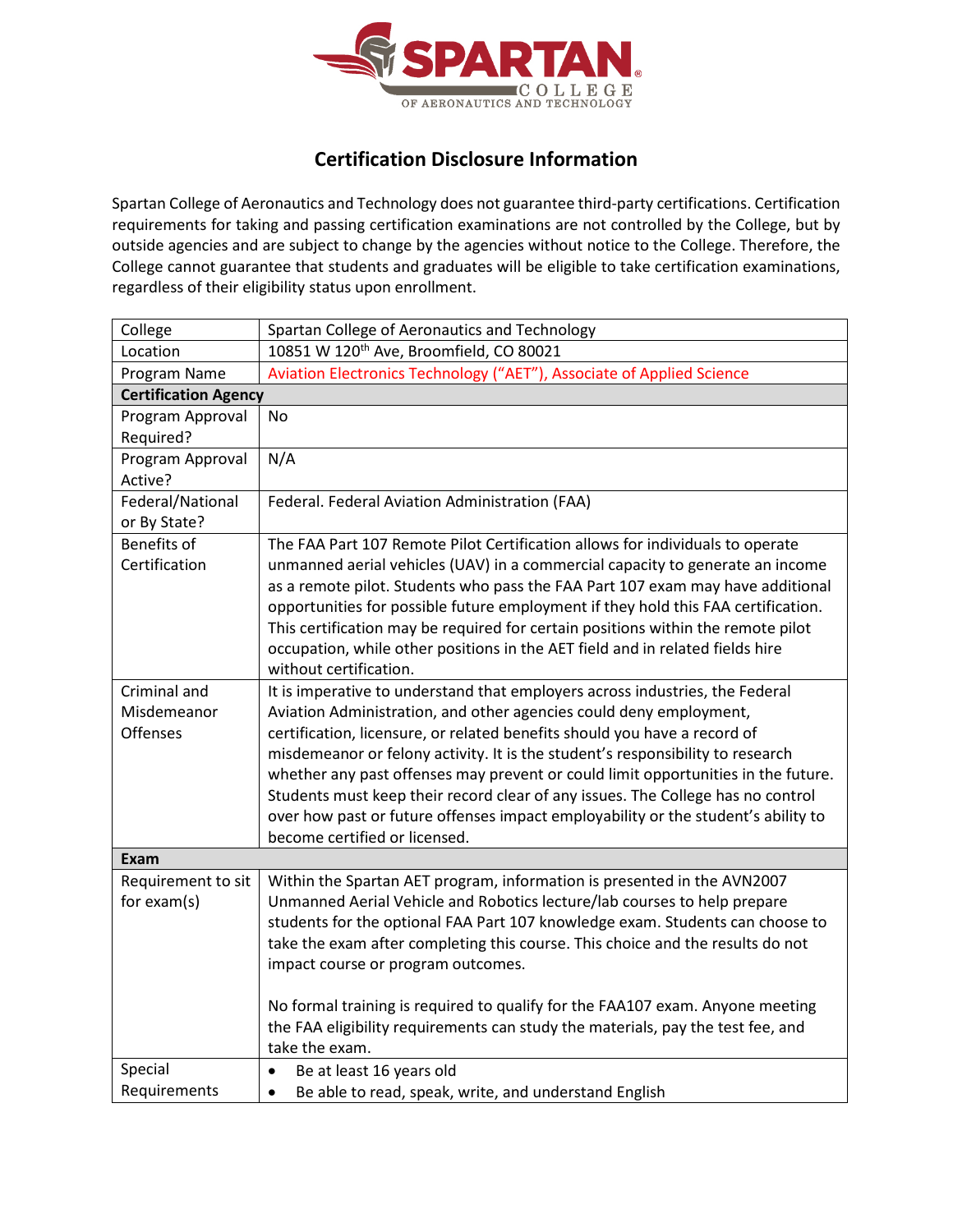# Certification Disclosure Information

Spartan College of Aeronautics and Technology does not guarantee third-party certifications. Certification requirements for taking and passing certification examinations are not controlled by the College, but by outside agencies and are subject to change by the agencies without notice to the College. Therefore, the College cannot guarantee that students and graduates will be eligible to take certification examinations, regardless of their eligibility status upon enrollment.

| College | Spartan College of Aeronautics and Technology |
|---|---|
| Location | 10851 W 120th Ave, Broomfield, CO 80021 |
| Program Name | Aviation Electronics Technology ("AET"), Associate of Applied Science |
| **Certification Agency** | |
| Program Approval Required? | No |
| Program Approval Active? | N/A |
| Federal/National or By State? | Federal. Federal Aviation Administration (FAA) |
| Benefits of Certification | The FAA Part 107 Remote Pilot Certification allows for individuals to operate unmanned aerial vehicles (UAV) in a commercial capacity to generate an income as a remote pilot. Students who pass the FAA Part 107 exam may have additional opportunities for possible future employment if they hold this FAA certification. This certification may be required for certain positions within the remote pilot occupation, while other positions in the AET field and in related fields hire without certification. |
| Criminal and Misdemeanor Offenses | It is imperative to understand that employers across industries, the Federal Aviation Administration, and other agencies could deny employment, certification, licensure, or related benefits should you have a record of misdemeanor or felony activity. It is the student's responsibility to research whether any past offenses may prevent or could limit opportunities in the future. Students must keep their record clear of any issues. The College has no control over how past or future offenses impact employability or the student's ability to become certified or licensed. |
| **Exam** | |
| Requirement to sit for exam(s) | Within the Spartan AET program, information is presented in the AVN2007 Unmanned Aerial Vehicle and Robotics lecture/lab courses to help prepare students for the optional FAA Part 107 knowledge exam. Students can choose to take the exam after completing this course. This choice and the results do not impact course or program outcomes.<br><br>No formal training is required to qualify for the FAA107 exam. Anyone meeting the FAA eligibility requirements can study the materials, pay the test fee, and take the exam. |
| Special Requirements | • Be at least 16 years old<br>• Be able to read, speak, write, and understand English |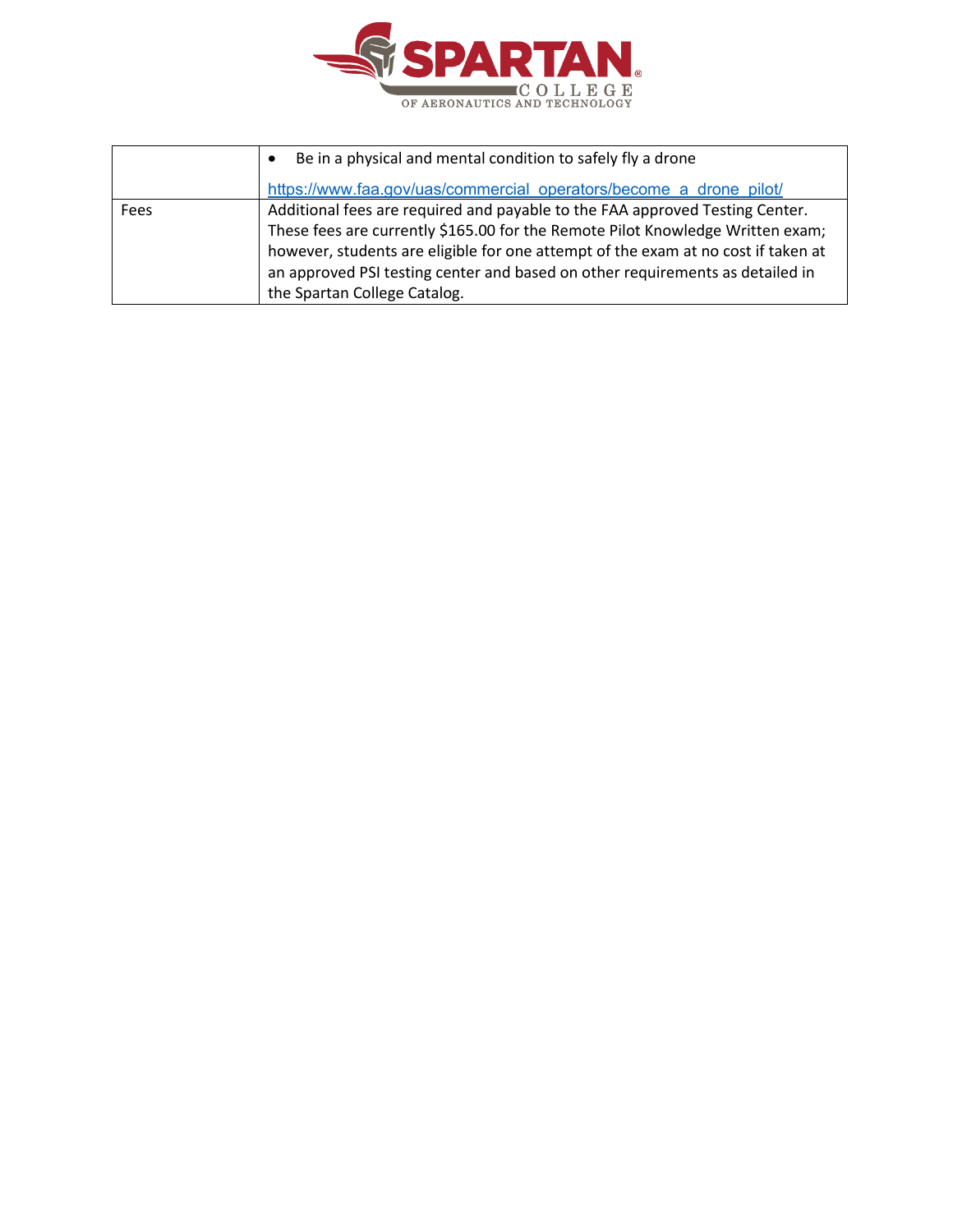| | |
|---|---|
| | • Be in a physical and mental condition to safely fly a drone<br><br>https://www.faa.gov/uas/commercial_operators/become_a_drone_pilot/ |
| Fees | Additional fees are required and payable to the FAA approved Testing Center. These fees are currently $165.00 for the Remote Pilot Knowledge Written exam; however, students are eligible for one attempt of the exam at no cost if taken at an approved PSI testing center and based on other requirements as detailed in the Spartan College Catalog. |